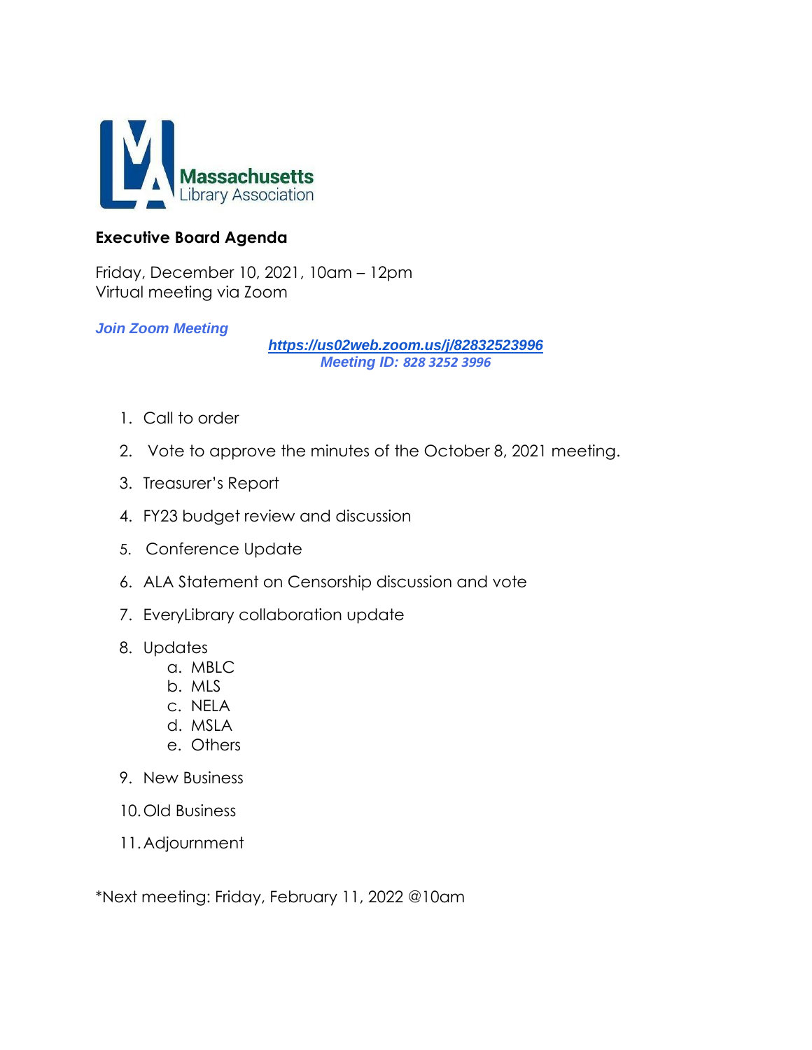Massachusetts Library Association

## Executive Board Agenda

Friday, December 10, 2021, 10am – 12pm
Virtual meeting via Zoom

***Join Zoom Meeting***

***https://us02web.zoom.us/j/82832523996***
***Meeting ID: 828 3252 3996***

1. Call to order
2. Vote to approve the minutes of the October 8, 2021 meeting.
3. Treasurer's Report
4. FY23 budget review and discussion
5. Conference Update
6. ALA Statement on Censorship discussion and vote
7. EveryLibrary collaboration update
8. Updates
   a. MBLC
   b. MLS
   c. NELA
   d. MSLA
   e. Others
9. New Business
10. Old Business
11. Adjournment

*Next meeting: Friday, February 11, 2022 @10am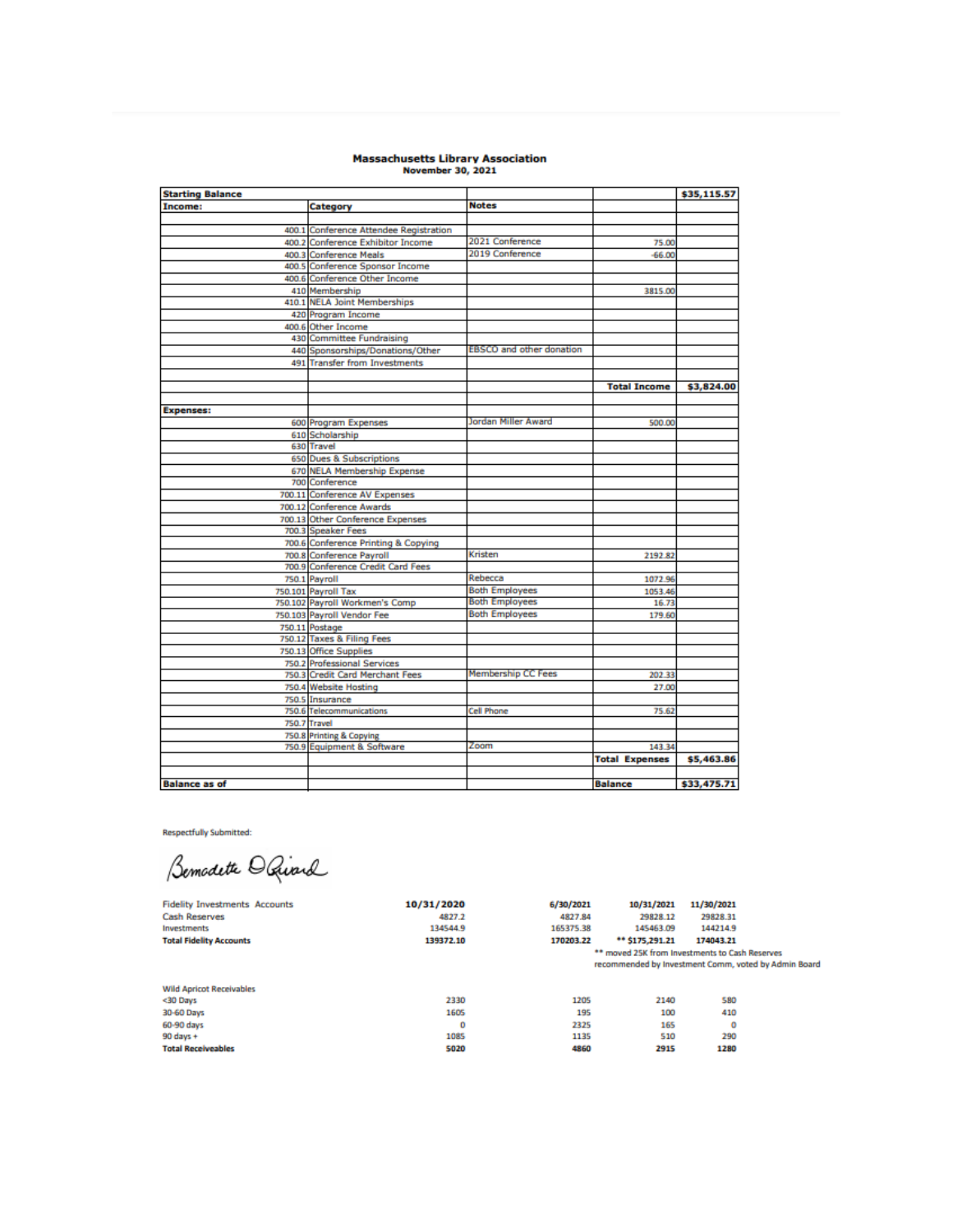**Massachusetts Library Association**
**November 30, 2021**

| Starting Balance | | | | $35,115.57 |
|---|---|---|---|---|
| **Income:** | **Category** | **Notes** | | |
| | | | | |
| 400.1 | Conference Attendee Registration | | | |
| 400.2 | Conference Exhibitor Income | 2021 Conference | 75.00 | |
| 400.3 | Conference Meals | 2019 Conference | -66.00 | |
| 400.5 | Conference Sponsor Income | | | |
| 400.6 | Conference Other Income | | | |
| 410 | Membership | | 3815.00 | |
| 410.1 | NELA Joint Memberships | | | |
| 420 | Program Income | | | |
| 400.6 | Other Income | | | |
| 430 | Committee Fundraising | | | |
| 440 | Sponsorships/Donations/Other | EBSCO and other donation | | |
| 491 | Transfer from Investments | | | |
| | | | | |
| | | | **Total Income** | **$3,824.00** |
| | | | | |
| **Expenses:** | | | | |
| 600 | Program Expenses | Jordan Miller Award | 500.00 | |
| 610 | Scholarship | | | |
| 630 | Travel | | | |
| 650 | Dues & Subscriptions | | | |
| 670 | NELA Membership Expense | | | |
| 700 | Conference | | | |
| 700.11 | Conference AV Expenses | | | |
| 700.12 | Conference Awards | | | |
| 700.13 | Other Conference Expenses | | | |
| 700.3 | Speaker Fees | | | |
| 700.6 | Conference Printing & Copying | | | |
| 700.8 | Conference Payroll | Kristen | 2192.82 | |
| 700.9 | Conference Credit Card Fees | | | |
| 750.1 | Payroll | Rebecca | 1072.96 | |
| 750.101 | Payroll Tax | Both Employees | 1053.46 | |
| 750.102 | Payroll Workmen's Comp | Both Employees | 16.73 | |
| 750.103 | Payroll Vendor Fee | Both Employees | 179.60 | |
| 750.11 | Postage | | | |
| 750.12 | Taxes & Filing Fees | | | |
| 750.13 | Office Supplies | | | |
| 750.2 | Professional Services | | | |
| 750.3 | Credit Card Merchant Fees | Membership CC Fees | 202.33 | |
| 750.4 | Website Hosting | | 27.00 | |
| 750.5 | Insurance | | | |
| 750.6 | Telecommunications | Cell Phone | 75.62 | |
| 750.7 | Travel | | | |
| 750.8 | Printing & Copying | | | |
| 750.9 | Equipment & Software | Zoom | 143.34 | |
| | | | **Total Expenses** | **$5,463.86** |
| | | | | |
| **Balance as of** | | | **Balance** | **$33,475.71** |

Respectfully Submitted:

Bernadette O'Rourd

| Fidelity Investments Accounts | 10/31/2020 | 6/30/2021 | 10/31/2021 | 11/30/2021 |
|---|---|---|---|---|
| Cash Reserves | 4827.2 | 4827.84 | 29828.12 | 29828.31 |
| Investments | 134544.9 | 165375.38 | 145463.09 | 144214.9 |
| **Total Fidelity Accounts** | **139372.10** | **170203.22** | **\*\* $175,291.21** | **174043.21** |

\*\* moved 25K from Investments to Cash Reserves recommended by Investment Comm, voted by Admin Board

| Wild Apricot Receivables | | | | |
|---|---|---|---|---|
| <30 Days | 2330 | 1205 | 2140 | 580 |
| 30-60 Days | 1605 | 195 | 100 | 410 |
| 60-90 days | 0 | 2325 | 165 | 0 |
| 90 days + | 1085 | 1135 | 510 | 290 |
| **Total Receiveables** | **5020** | **4860** | **2915** | **1280** |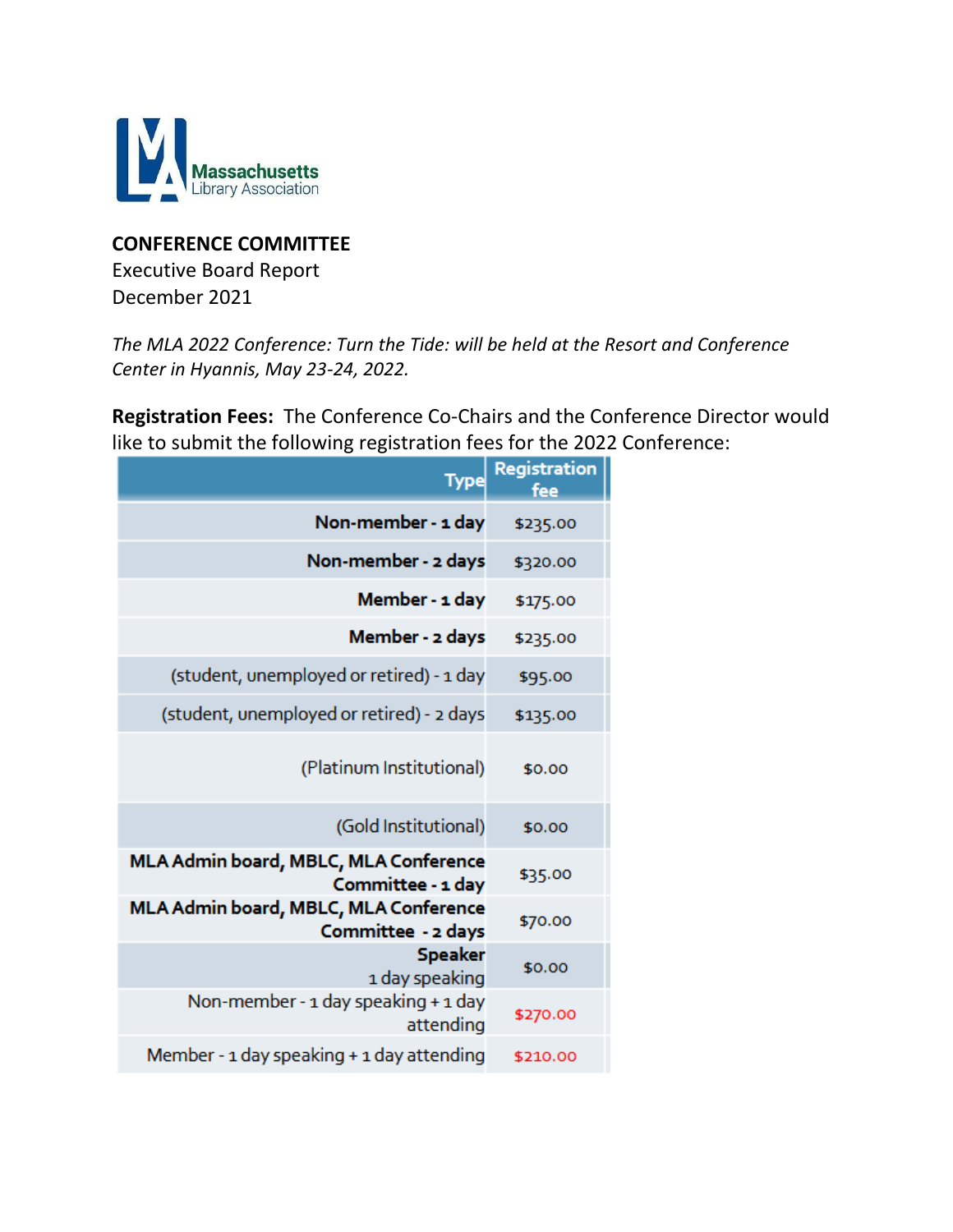**CONFERENCE COMMITTEE**
Executive Board Report
December 2021

*The MLA 2022 Conference: Turn the Tide: will be held at the Resort and Conference Center in Hyannis, May 23-24, 2022.*

**Registration Fees:** The Conference Co-Chairs and the Conference Director would like to submit the following registration fees for the 2022 Conference:

| Type | Registration fee |
|---|---|
| **Non-member - 1 day** | $235.00 |
| **Non-member - 2 days** | $320.00 |
| **Member - 1 day** | $175.00 |
| **Member - 2 days** | $235.00 |
| (student, unemployed or retired) - 1 day | $95.00 |
| (student, unemployed or retired) - 2 days | $135.00 |
| (Platinum Institutional) | $0.00 |
| (Gold Institutional) | $0.00 |
| **MLA Admin board, MBLC, MLA Conference Committee - 1 day** | $35.00 |
| **MLA Admin board, MBLC, MLA Conference Committee - 2 days** | $70.00 |
| **Speaker** 1 day speaking | $0.00 |
| Non-member - 1 day speaking + 1 day attending | $270.00 |
| Member - 1 day speaking + 1 day attending | $210.00 |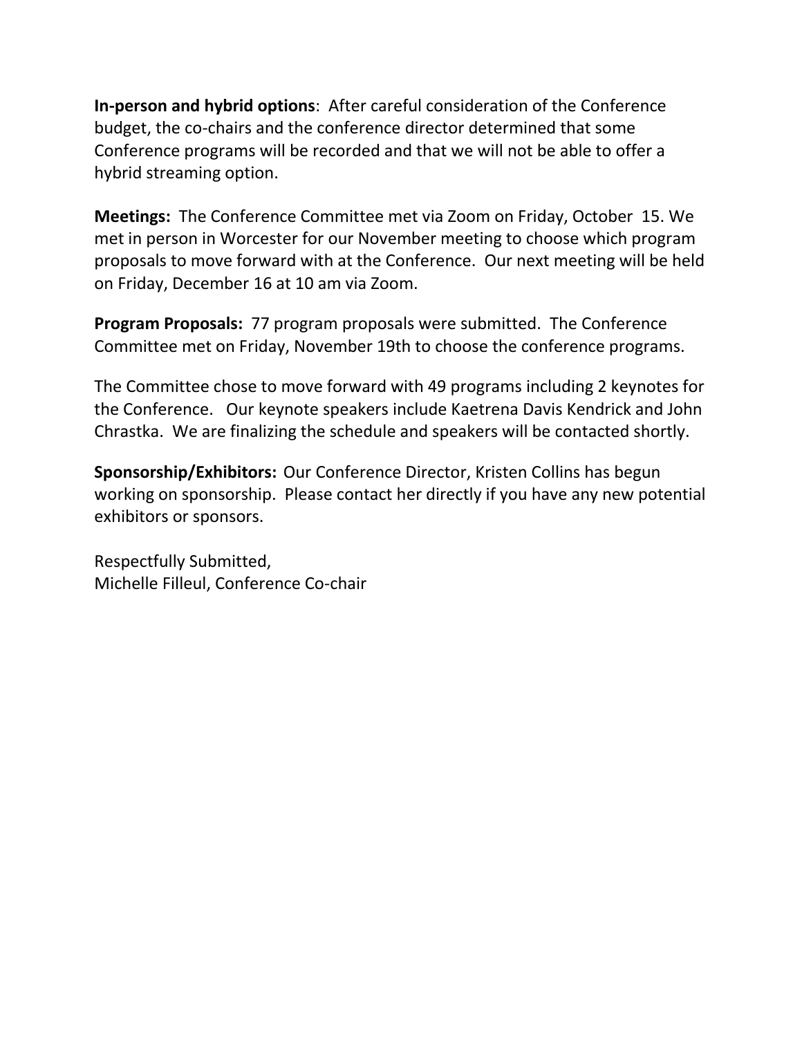**In-person and hybrid options**: After careful consideration of the Conference budget, the co-chairs and the conference director determined that some Conference programs will be recorded and that we will not be able to offer a hybrid streaming option.

**Meetings:** The Conference Committee met via Zoom on Friday, October 15. We met in person in Worcester for our November meeting to choose which program proposals to move forward with at the Conference. Our next meeting will be held on Friday, December 16 at 10 am via Zoom.

**Program Proposals:** 77 program proposals were submitted. The Conference Committee met on Friday, November 19th to choose the conference programs.

The Committee chose to move forward with 49 programs including 2 keynotes for the Conference. Our keynote speakers include Kaetrena Davis Kendrick and John Chrastka. We are finalizing the schedule and speakers will be contacted shortly.

**Sponsorship/Exhibitors:** Our Conference Director, Kristen Collins has begun working on sponsorship. Please contact her directly if you have any new potential exhibitors or sponsors.

Respectfully Submitted,
Michelle Filleul, Conference Co-chair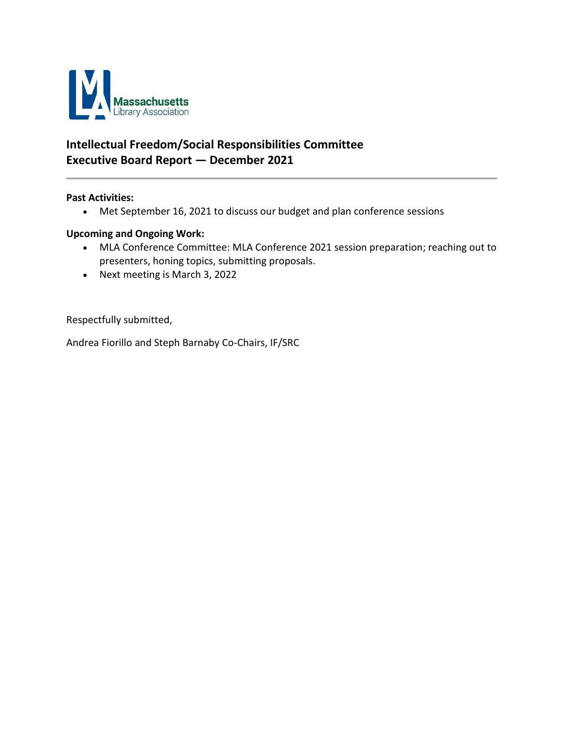## Intellectual Freedom/Social Responsibilities Committee
## Executive Board Report — December 2021

---

**Past Activities:**

- Met September 16, 2021 to discuss our budget and plan conference sessions

**Upcoming and Ongoing Work:**

- MLA Conference Committee: MLA Conference 2021 session preparation; reaching out to presenters, honing topics, submitting proposals.
- Next meeting is March 3, 2022

Respectfully submitted,

Andrea Fiorillo and Steph Barnaby Co-Chairs, IF/SRC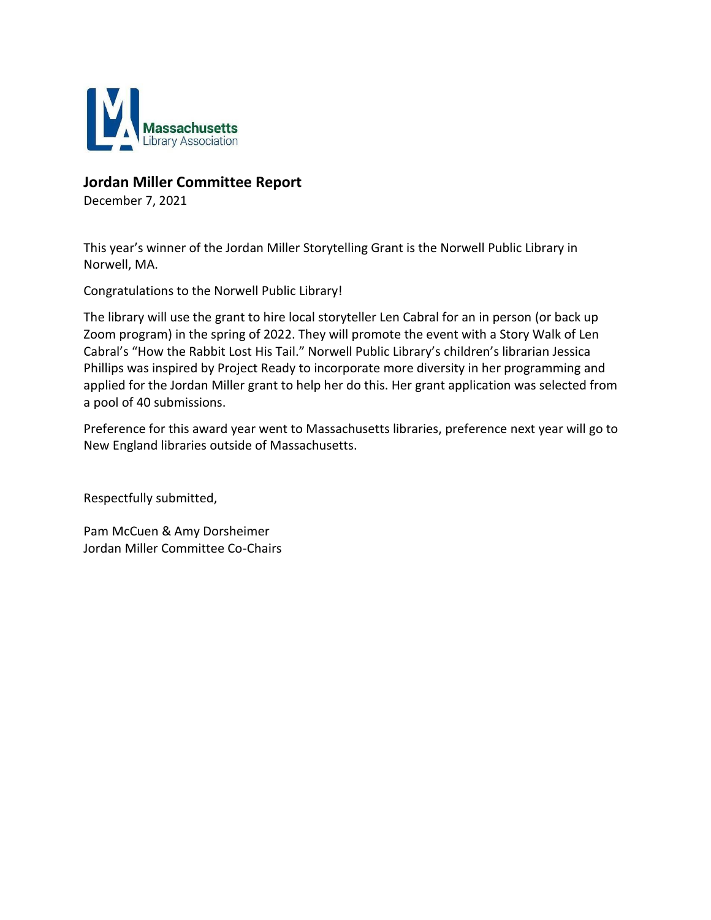## Jordan Miller Committee Report

December 7, 2021

This year's winner of the Jordan Miller Storytelling Grant is the Norwell Public Library in Norwell, MA.

Congratulations to the Norwell Public Library!

The library will use the grant to hire local storyteller Len Cabral for an in person (or back up Zoom program) in the spring of 2022. They will promote the event with a Story Walk of Len Cabral's "How the Rabbit Lost His Tail." Norwell Public Library's children's librarian Jessica Phillips was inspired by Project Ready to incorporate more diversity in her programming and applied for the Jordan Miller grant to help her do this. Her grant application was selected from a pool of 40 submissions.

Preference for this award year went to Massachusetts libraries, preference next year will go to New England libraries outside of Massachusetts.

Respectfully submitted,

Pam McCuen & Amy Dorsheimer
Jordan Miller Committee Co-Chairs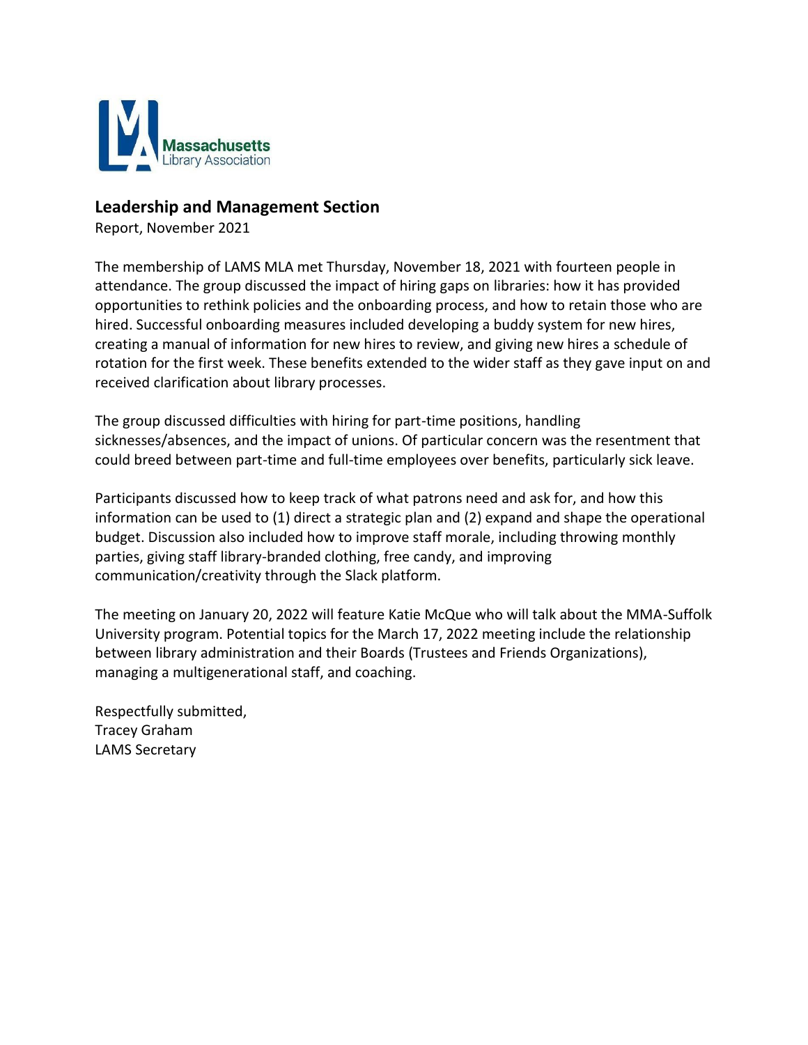Massachusetts Library Association

## Leadership and Management Section

Report, November 2021

The membership of LAMS MLA met Thursday, November 18, 2021 with fourteen people in attendance. The group discussed the impact of hiring gaps on libraries: how it has provided opportunities to rethink policies and the onboarding process, and how to retain those who are hired. Successful onboarding measures included developing a buddy system for new hires, creating a manual of information for new hires to review, and giving new hires a schedule of rotation for the first week. These benefits extended to the wider staff as they gave input on and received clarification about library processes.

The group discussed difficulties with hiring for part-time positions, handling sicknesses/absences, and the impact of unions. Of particular concern was the resentment that could breed between part-time and full-time employees over benefits, particularly sick leave.

Participants discussed how to keep track of what patrons need and ask for, and how this information can be used to (1) direct a strategic plan and (2) expand and shape the operational budget. Discussion also included how to improve staff morale, including throwing monthly parties, giving staff library-branded clothing, free candy, and improving communication/creativity through the Slack platform.

The meeting on January 20, 2022 will feature Katie McQue who will talk about the MMA-Suffolk University program. Potential topics for the March 17, 2022 meeting include the relationship between library administration and their Boards (Trustees and Friends Organizations), managing a multigenerational staff, and coaching.

Respectfully submitted,
Tracey Graham
LAMS Secretary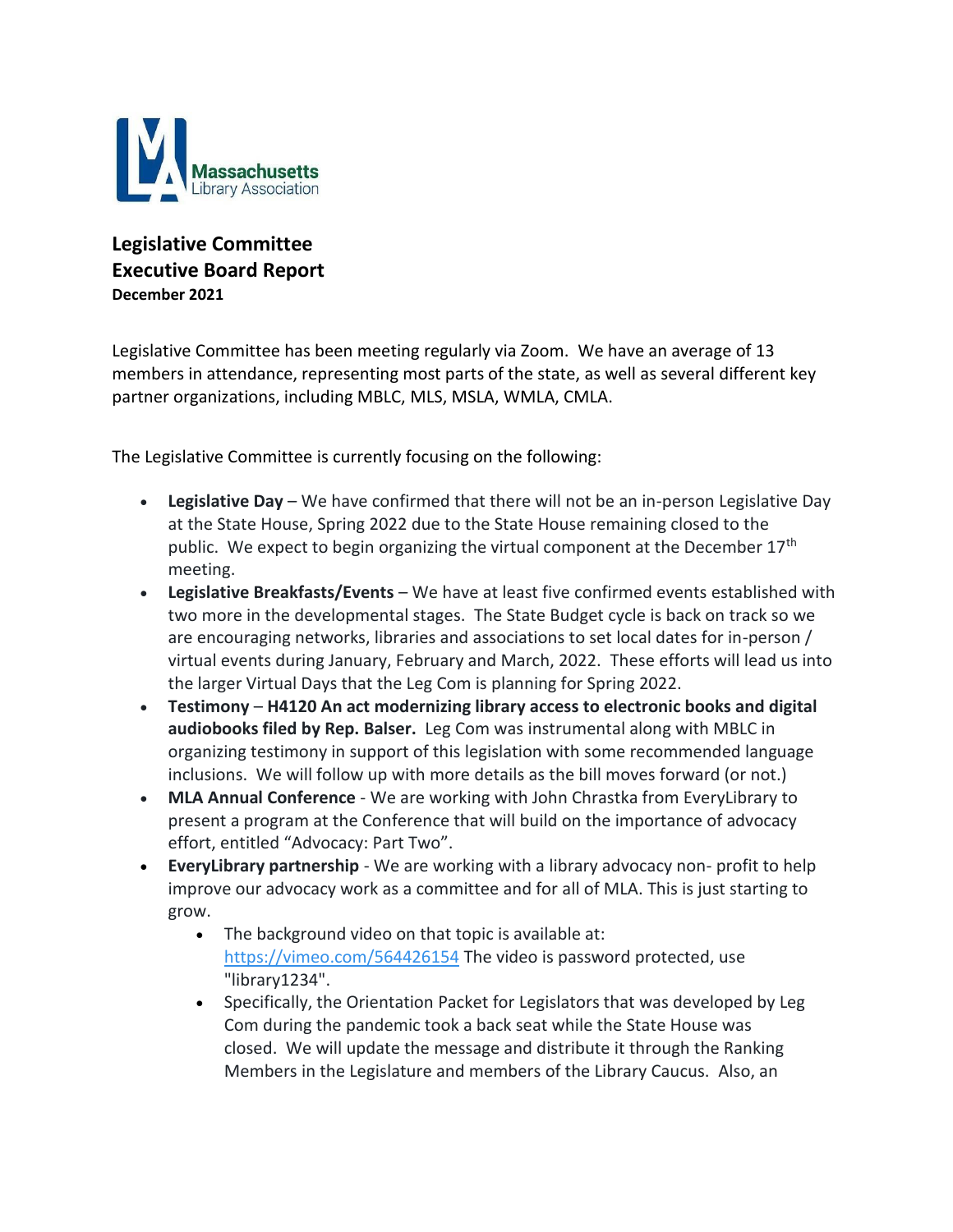Massachusetts Library Association

# Legislative Committee Executive Board Report

**December 2021**

Legislative Committee has been meeting regularly via Zoom. We have an average of 13 members in attendance, representing most parts of the state, as well as several different key partner organizations, including MBLC, MLS, MSLA, WMLA, CMLA.

The Legislative Committee is currently focusing on the following:

- **Legislative Day** – We have confirmed that there will not be an in-person Legislative Day at the State House, Spring 2022 due to the State House remaining closed to the public. We expect to begin organizing the virtual component at the December 17th meeting.
- **Legislative Breakfasts/Events** – We have at least five confirmed events established with two more in the developmental stages. The State Budget cycle is back on track so we are encouraging networks, libraries and associations to set local dates for in-person / virtual events during January, February and March, 2022. These efforts will lead us into the larger Virtual Days that the Leg Com is planning for Spring 2022.
- **Testimony** – **H4120 An act modernizing library access to electronic books and digital audiobooks filed by Rep. Balser.** Leg Com was instrumental along with MBLC in organizing testimony in support of this legislation with some recommended language inclusions. We will follow up with more details as the bill moves forward (or not.)
- **MLA Annual Conference** - We are working with John Chrastka from EveryLibrary to present a program at the Conference that will build on the importance of advocacy effort, entitled "Advocacy: Part Two".
- **EveryLibrary partnership** - We are working with a library advocacy non- profit to help improve our advocacy work as a committee and for all of MLA. This is just starting to grow.
    - The background video on that topic is available at: https://vimeo.com/564426154 The video is password protected, use "library1234".
    - Specifically, the Orientation Packet for Legislators that was developed by Leg Com during the pandemic took a back seat while the State House was closed. We will update the message and distribute it through the Ranking Members in the Legislature and members of the Library Caucus. Also, an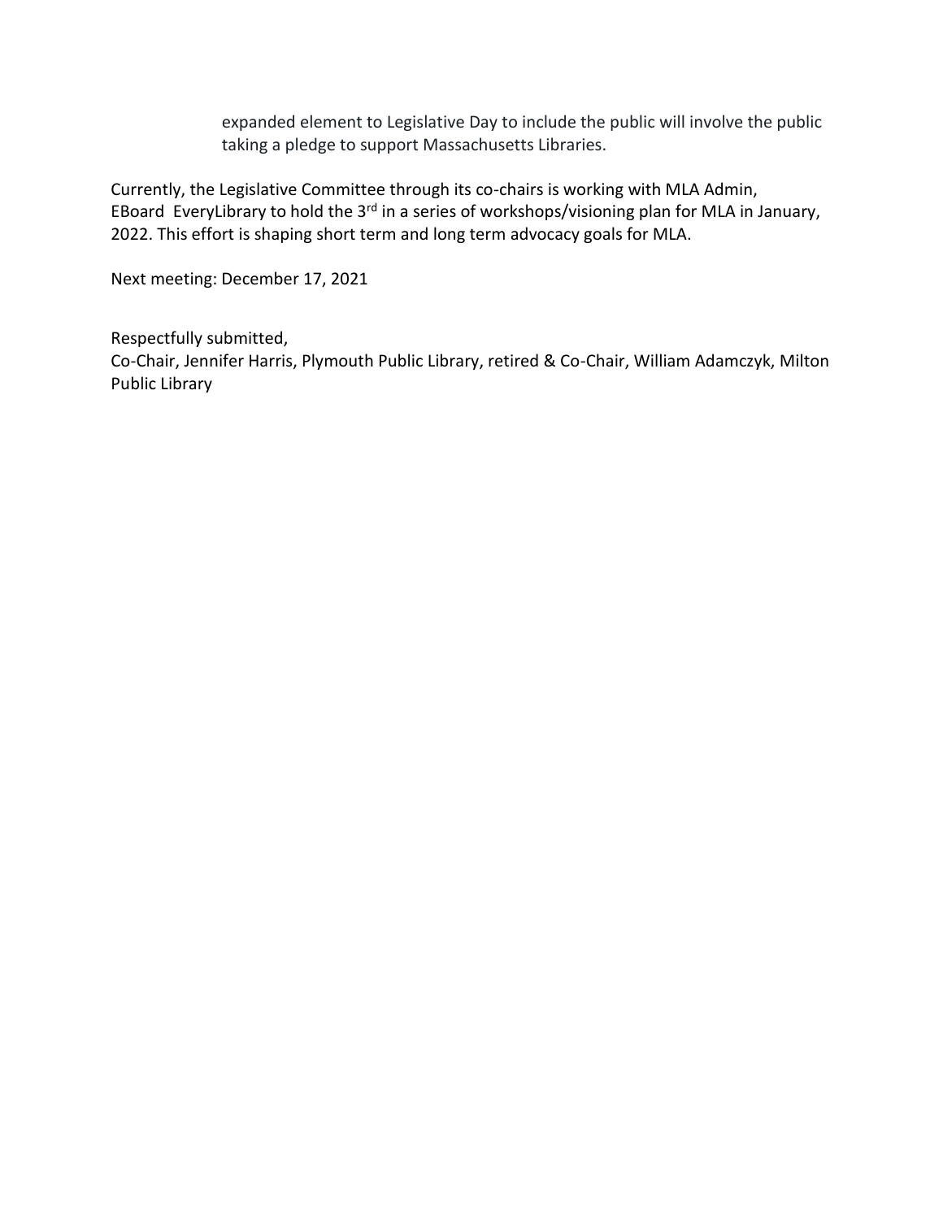expanded element to Legislative Day to include the public will involve the public taking a pledge to support Massachusetts Libraries.

Currently, the Legislative Committee through its co-chairs is working with MLA Admin, EBoard EveryLibrary to hold the 3rd in a series of workshops/visioning plan for MLA in January, 2022. This effort is shaping short term and long term advocacy goals for MLA.

Next meeting: December 17, 2021

Respectfully submitted,
Co-Chair, Jennifer Harris, Plymouth Public Library, retired & Co-Chair, William Adamczyk, Milton Public Library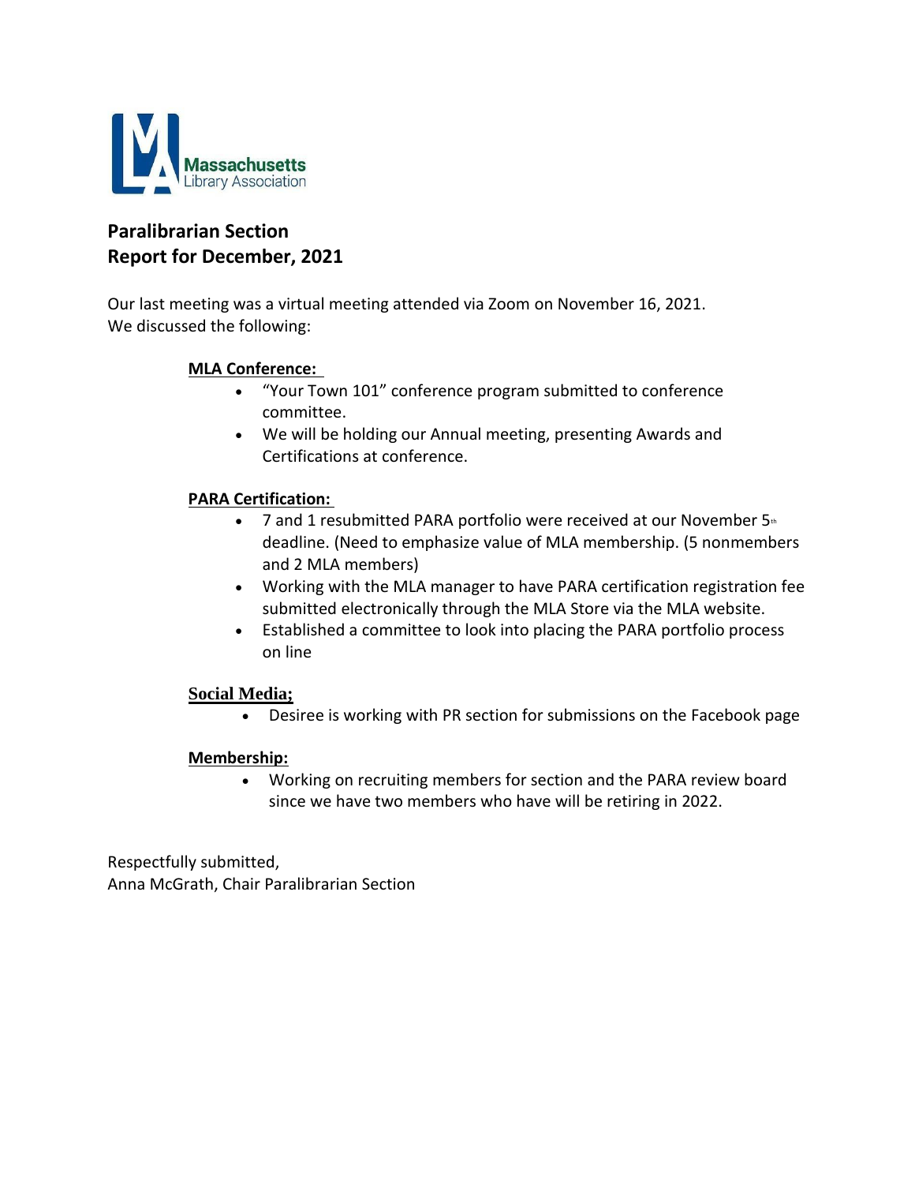Massachusetts Library Association

## Paralibrarian Section
## Report for December, 2021

Our last meeting was a virtual meeting attended via Zoom on November 16, 2021.
We discussed the following:

**MLA Conference:**

- "Your Town 101" conference program submitted to conference committee.
- We will be holding our Annual meeting, presenting Awards and Certifications at conference.

**PARA Certification:**

- 7 and 1 resubmitted PARA portfolio were received at our November 5th deadline. (Need to emphasize value of MLA membership. (5 nonmembers and 2 MLA members)
- Working with the MLA manager to have PARA certification registration fee submitted electronically through the MLA Store via the MLA website.
- Established a committee to look into placing the PARA portfolio process on line

**Social Media;**

- Desiree is working with PR section for submissions on the Facebook page

**Membership:**

- Working on recruiting members for section and the PARA review board since we have two members who have will be retiring in 2022.

Respectfully submitted,
Anna McGrath, Chair Paralibrarian Section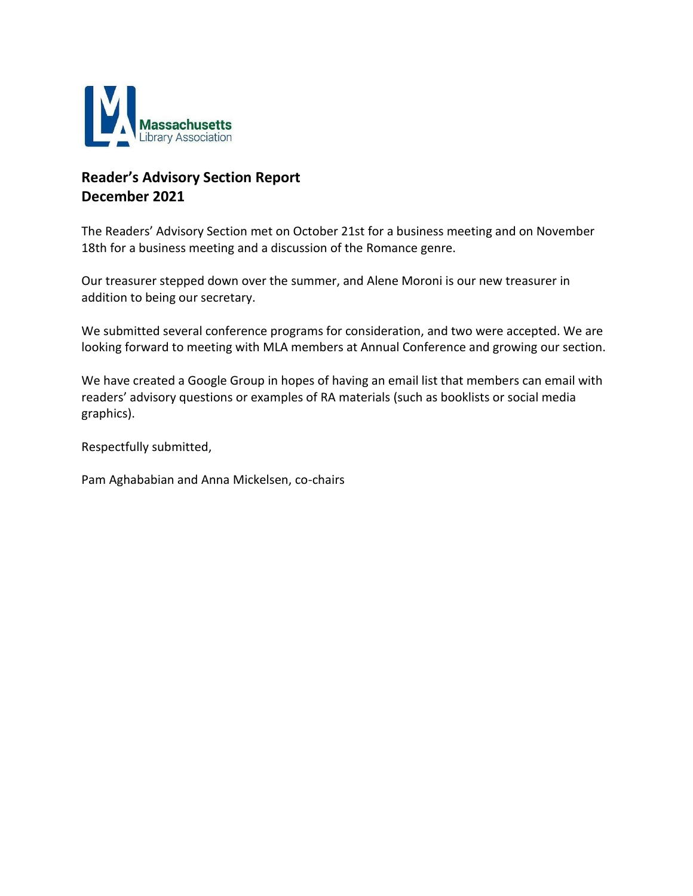## Reader's Advisory Section Report
## December 2021

The Readers' Advisory Section met on October 21st for a business meeting and on November 18th for a business meeting and a discussion of the Romance genre.

Our treasurer stepped down over the summer, and Alene Moroni is our new treasurer in addition to being our secretary.

We submitted several conference programs for consideration, and two were accepted. We are looking forward to meeting with MLA members at Annual Conference and growing our section.

We have created a Google Group in hopes of having an email list that members can email with readers' advisory questions or examples of RA materials (such as booklists or social media graphics).

Respectfully submitted,

Pam Aghababian and Anna Mickelsen, co-chairs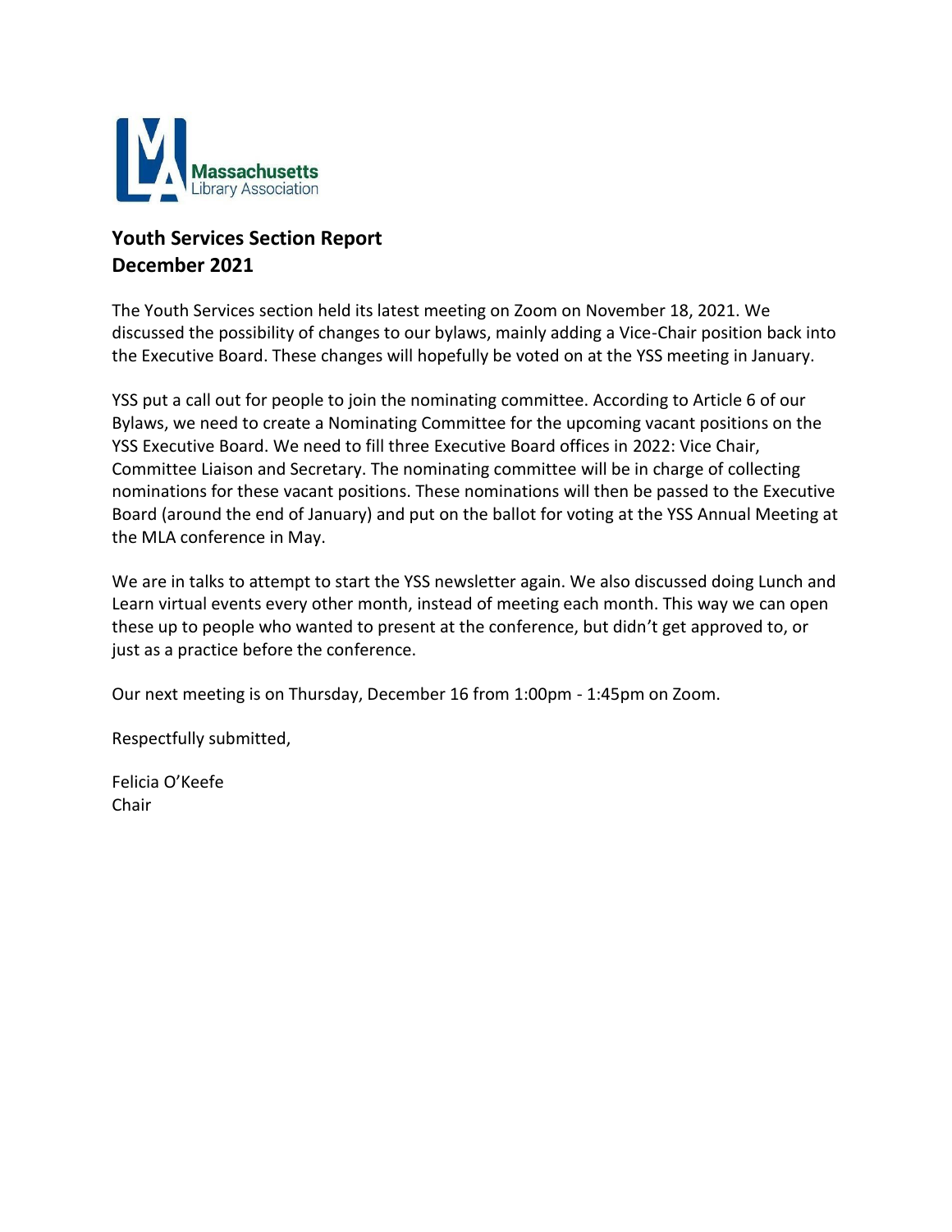Massachusetts Library Association

## Youth Services Section Report
## December 2021

The Youth Services section held its latest meeting on Zoom on November 18, 2021. We discussed the possibility of changes to our bylaws, mainly adding a Vice-Chair position back into the Executive Board. These changes will hopefully be voted on at the YSS meeting in January.

YSS put a call out for people to join the nominating committee. According to Article 6 of our Bylaws, we need to create a Nominating Committee for the upcoming vacant positions on the YSS Executive Board. We need to fill three Executive Board offices in 2022: Vice Chair, Committee Liaison and Secretary. The nominating committee will be in charge of collecting nominations for these vacant positions. These nominations will then be passed to the Executive Board (around the end of January) and put on the ballot for voting at the YSS Annual Meeting at the MLA conference in May.

We are in talks to attempt to start the YSS newsletter again. We also discussed doing Lunch and Learn virtual events every other month, instead of meeting each month. This way we can open these up to people who wanted to present at the conference, but didn't get approved to, or just as a practice before the conference.

Our next meeting is on Thursday, December 16 from 1:00pm - 1:45pm on Zoom.

Respectfully submitted,

Felicia O'Keefe
Chair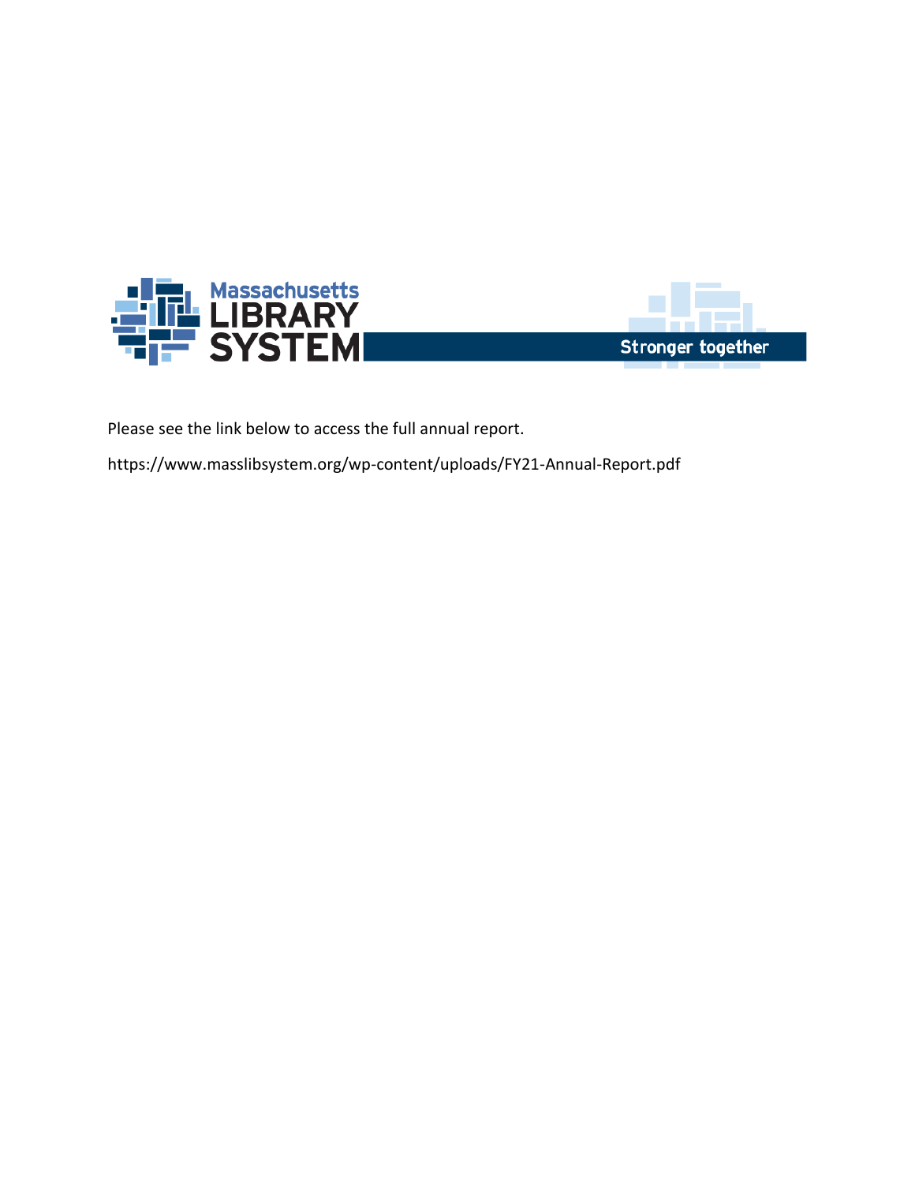Massachusetts LIBRARY SYSTEM

Stronger together

Please see the link below to access the full annual report.

https://www.masslibsystem.org/wp-content/uploads/FY21-Annual-Report.pdf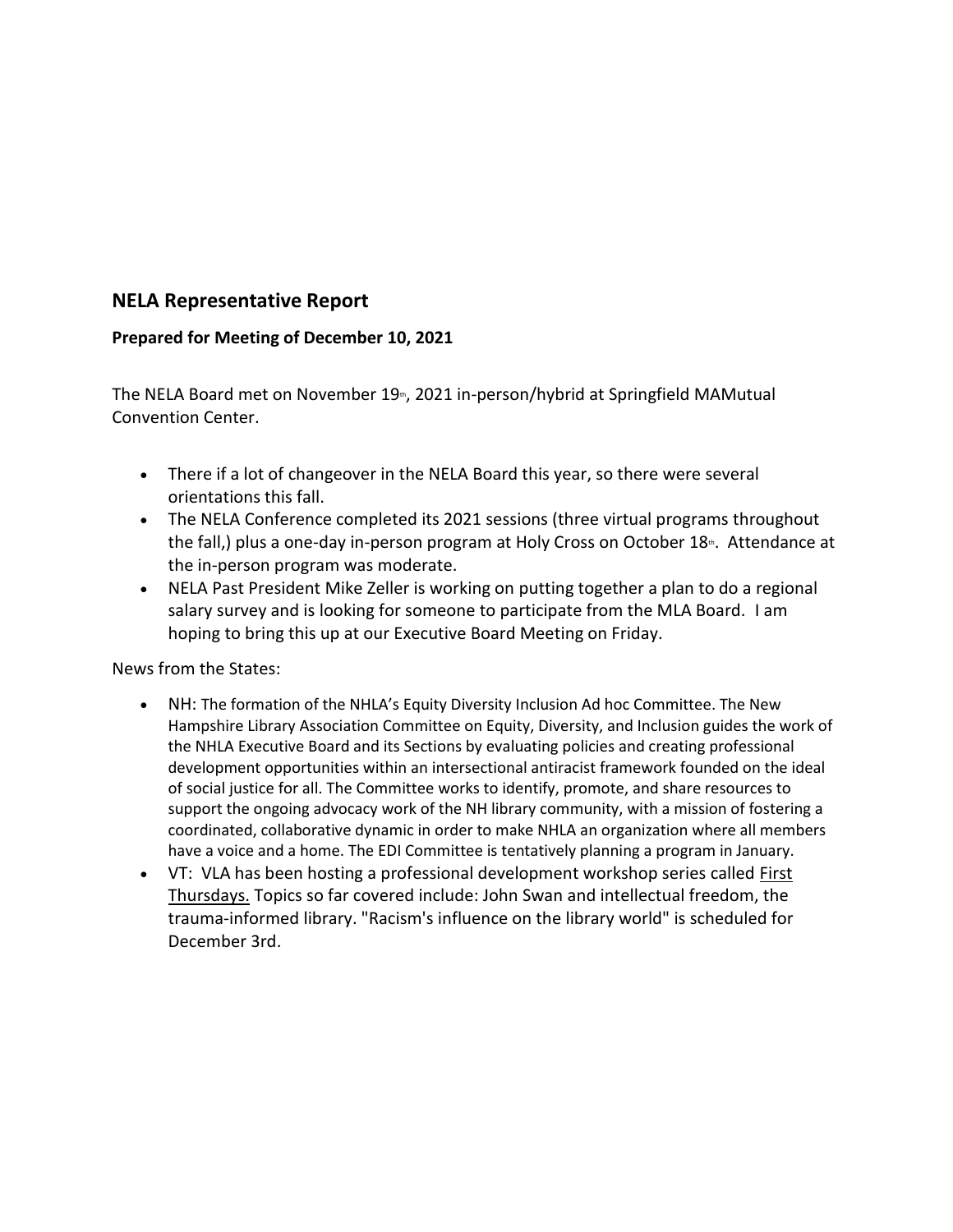## NELA Representative Report

**Prepared for Meeting of December 10, 2021**

The NELA Board met on November 19th, 2021 in-person/hybrid at Springfield MAMutual Convention Center.

- There if a lot of changeover in the NELA Board this year, so there were several orientations this fall.
- The NELA Conference completed its 2021 sessions (three virtual programs throughout the fall,) plus a one-day in-person program at Holy Cross on October 18th. Attendance at the in-person program was moderate.
- NELA Past President Mike Zeller is working on putting together a plan to do a regional salary survey and is looking for someone to participate from the MLA Board. I am hoping to bring this up at our Executive Board Meeting on Friday.

News from the States:

- NH: The formation of the NHLA's Equity Diversity Inclusion Ad hoc Committee. The New Hampshire Library Association Committee on Equity, Diversity, and Inclusion guides the work of the NHLA Executive Board and its Sections by evaluating policies and creating professional development opportunities within an intersectional antiracist framework founded on the ideal of social justice for all. The Committee works to identify, promote, and share resources to support the ongoing advocacy work of the NH library community, with a mission of fostering a coordinated, collaborative dynamic in order to make NHLA an organization where all members have a voice and a home. The EDI Committee is tentatively planning a program in January.
- VT: VLA has been hosting a professional development workshop series called First Thursdays. Topics so far covered include: John Swan and intellectual freedom, the trauma-informed library. "Racism's influence on the library world" is scheduled for December 3rd.